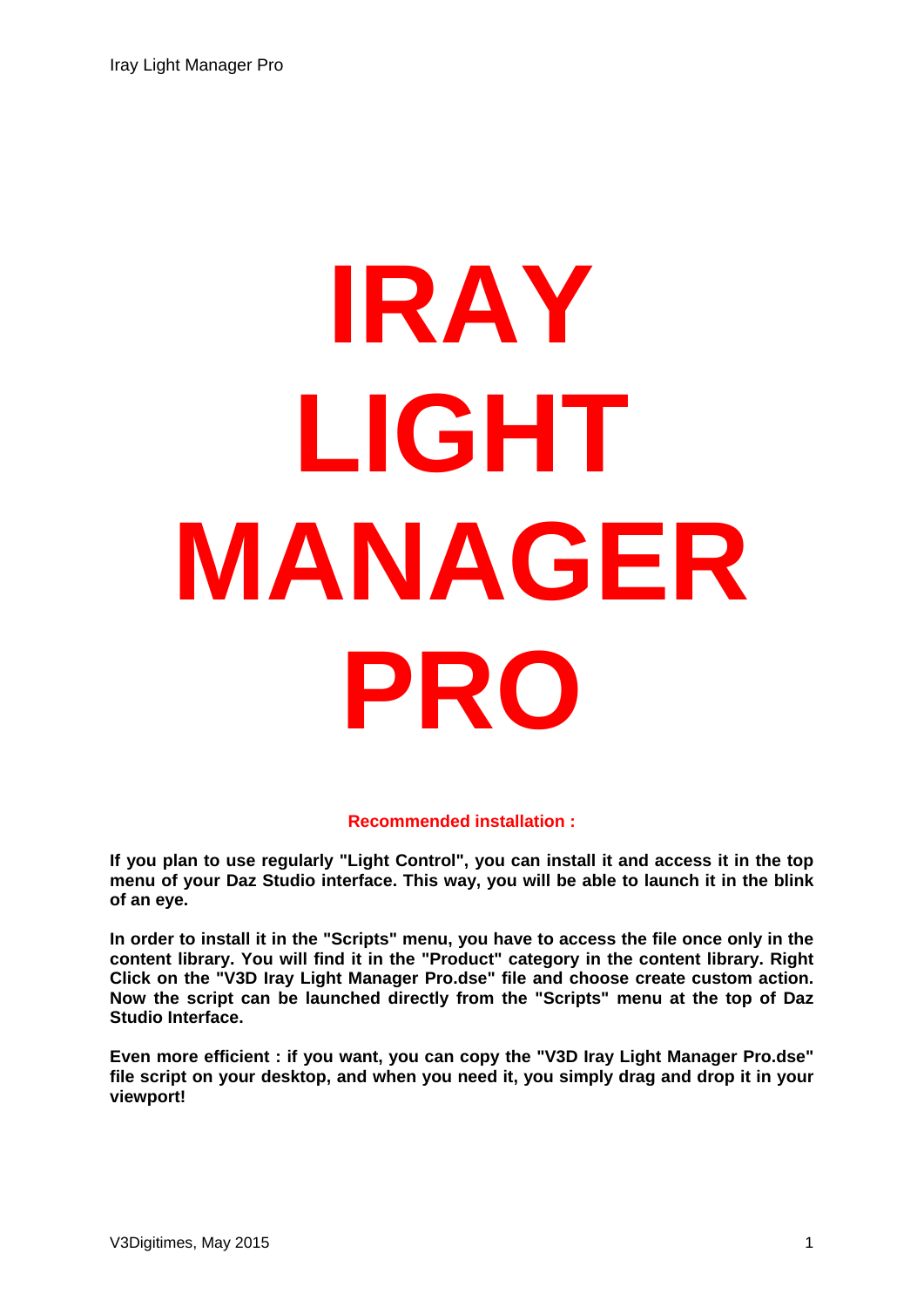# IRAY LIGHT MANAGER PRO

**Recommended installation :**

**If you plan to use regularly "Light Control", you can install it and access it in the top menu of your Daz Studio interface. This way, you will be able to launch it in the blink of an eye.**

**In order to install it in the "Scripts" menu, you have to access the file once only in the content library. You will find it in the "Product" category in the content library. Right Click on the "V3D Iray Light Manager Pro.dse" file and choose create custom action. Now the script can be launched directly from the "Scripts" menu at the top of Daz Studio Interface.**

**Even more efficient : if you want, you can copy the "V3D Iray Light Manager Pro.dse" file script on your desktop, and when you need it, you simply drag and drop it in your viewport!**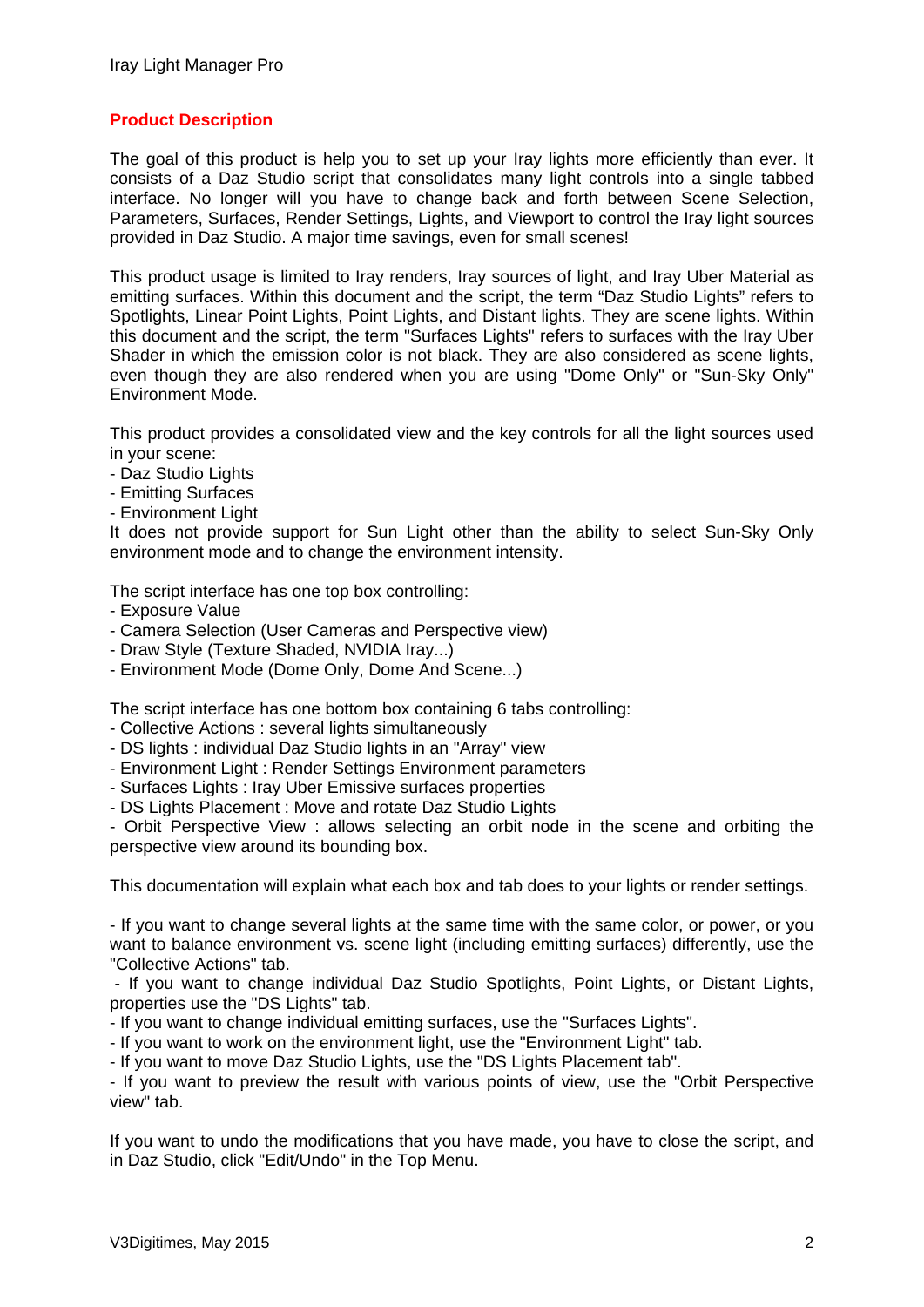## Product Description

The goal of this product is help you to set up your Iray lights more efficiently than ever. It consists of a Daz Studio script that consolidates many light controls into a single tabbed interface. No longer will you have to change back and forth between Scene Selection, Parameters, Surfaces, Render Settings, Lights, and Viewport to control the Iray light sources provided in Daz Studio. A major time savings, even for small scenes!

This product usage is limited to Iray renders, Iray sources of light, and Iray Uber Material as emitting surfaces. Within this document and the script, the term "Daz Studio Lights" refers to Spotlights, Linear Point Lights, Point Lights, and Distant lights. They are scene lights. Within this document and the script, the term "Surfaces Lights" refers to surfaces with the Iray Uber Shader in which the emission color is not black. They are also considered as scene lights, even though they are also rendered when you are using "Dome Only" or "Sun-Sky Only" Environment Mode.

This product provides a consolidated view and the key controls for all the light sources used in your scene:
- Daz Studio Lights
- Emitting Surfaces
- Environment Light

It does not provide support for Sun Light other than the ability to select Sun-Sky Only environment mode and to change the environment intensity.

The script interface has one top box controlling:
- Exposure Value
- Camera Selection (User Cameras and Perspective view)
- Draw Style (Texture Shaded, NVIDIA Iray...)
- Environment Mode (Dome Only, Dome And Scene...)

The script interface has one bottom box containing 6 tabs controlling:
- Collective Actions : several lights simultaneously
- DS lights : individual Daz Studio lights in an "Array" view
- Environment Light : Render Settings Environment parameters
- Surfaces Lights : Iray Uber Emissive surfaces properties
- DS Lights Placement : Move and rotate Daz Studio Lights
- Orbit Perspective View : allows selecting an orbit node in the scene and orbiting the perspective view around its bounding box.

This documentation will explain what each box and tab does to your lights or render settings.

- If you want to change several lights at the same time with the same color, or power, or you want to balance environment vs. scene light (including emitting surfaces) differently, use the "Collective Actions" tab.
- If you want to change individual Daz Studio Spotlights, Point Lights, or Distant Lights, properties use the "DS Lights" tab.
- If you want to change individual emitting surfaces, use the "Surfaces Lights".
- If you want to work on the environment light, use the "Environment Light" tab.
- If you want to move Daz Studio Lights, use the "DS Lights Placement tab".
- If you want to preview the result with various points of view, use the "Orbit Perspective view" tab.

If you want to undo the modifications that you have made, you have to close the script, and in Daz Studio, click "Edit/Undo" in the Top Menu.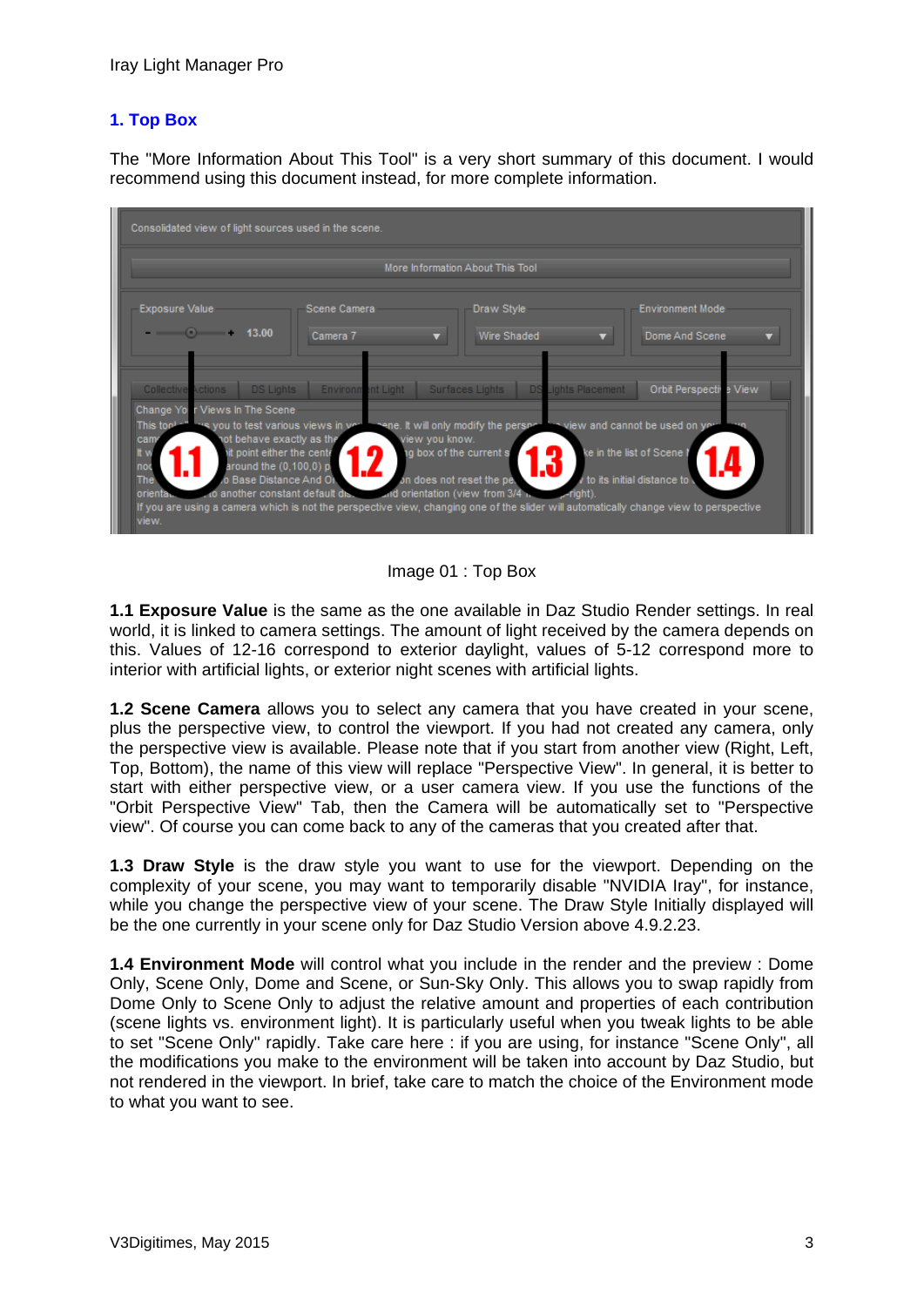## 1. Top Box

The "More Information About This Tool" is a very short summary of this document. I would recommend using this document instead, for more complete information.

Image 01 : Top Box

**1.1 Exposure Value** is the same as the one available in Daz Studio Render settings. In real world, it is linked to camera settings. The amount of light received by the camera depends on this. Values of 12-16 correspond to exterior daylight, values of 5-12 correspond more to interior with artificial lights, or exterior night scenes with artificial lights.

**1.2 Scene Camera** allows you to select any camera that you have created in your scene, plus the perspective view, to control the viewport. If you had not created any camera, only the perspective view is available. Please note that if you start from another view (Right, Left, Top, Bottom), the name of this view will replace "Perspective View". In general, it is better to start with either perspective view, or a user camera view. If you use the functions of the "Orbit Perspective View" Tab, then the Camera will be automatically set to "Perspective view". Of course you can come back to any of the cameras that you created after that.

**1.3 Draw Style** is the draw style you want to use for the viewport. Depending on the complexity of your scene, you may want to temporarily disable "NVIDIA Iray", for instance, while you change the perspective view of your scene. The Draw Style Initially displayed will be the one currently in your scene only for Daz Studio Version above 4.9.2.23.

**1.4 Environment Mode** will control what you include in the render and the preview : Dome Only, Scene Only, Dome and Scene, or Sun-Sky Only. This allows you to swap rapidly from Dome Only to Scene Only to adjust the relative amount and properties of each contribution (scene lights vs. environment light). It is particularly useful when you tweak lights to be able to set "Scene Only" rapidly. Take care here : if you are using, for instance "Scene Only", all the modifications you make to the environment will be taken into account by Daz Studio, but not rendered in the viewport. In brief, take care to match the choice of the Environment mode to what you want to see.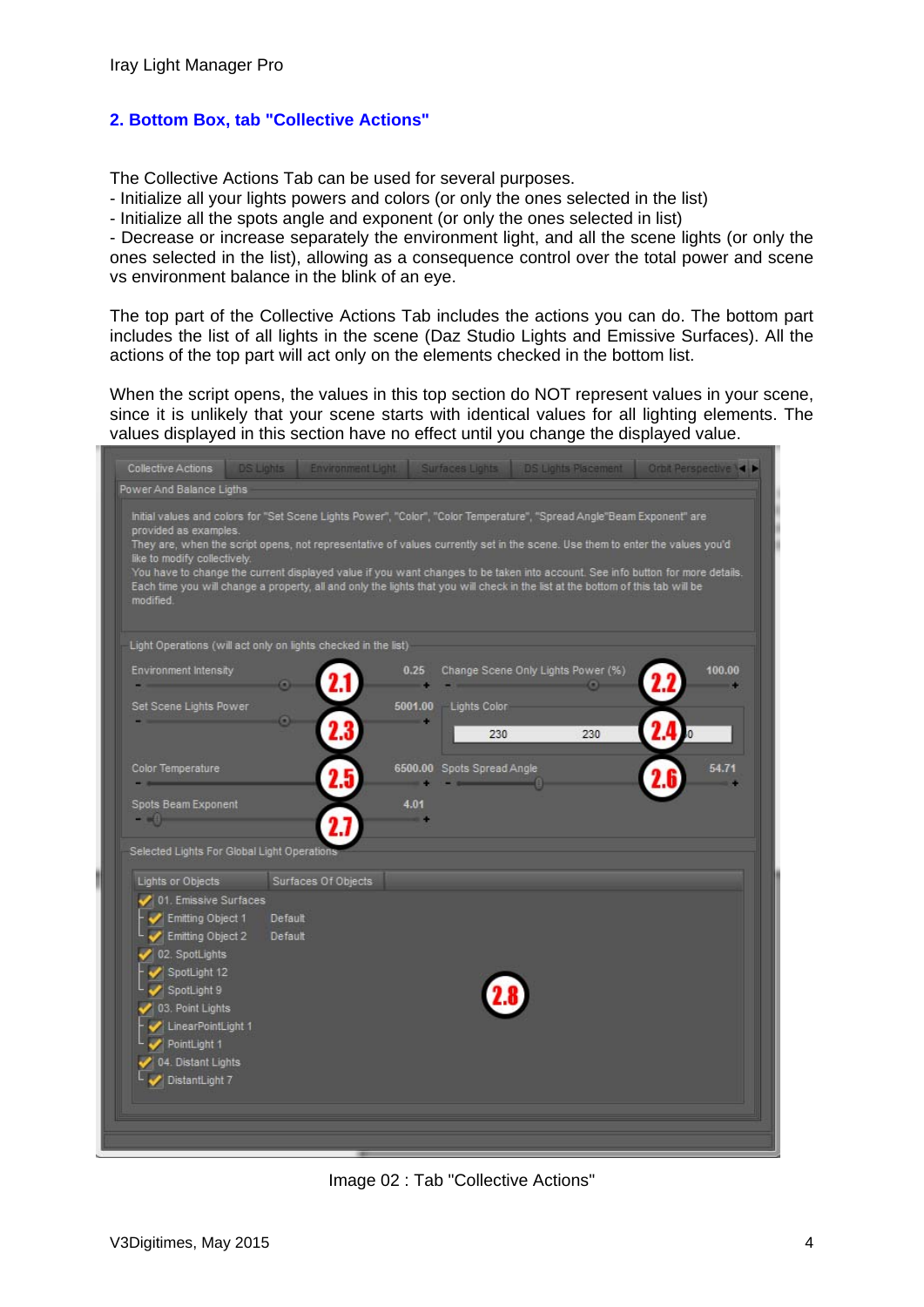## 2. Bottom Box, tab "Collective Actions"

The Collective Actions Tab can be used for several purposes.
- Initialize all your lights powers and colors (or only the ones selected in the list)
- Initialize all the spots angle and exponent (or only the ones selected in list)
- Decrease or increase separately the environment light, and all the scene lights (or only the ones selected in the list), allowing as a consequence control over the total power and scene vs environment balance in the blink of an eye.

The top part of the Collective Actions Tab includes the actions you can do. The bottom part includes the list of all lights in the scene (Daz Studio Lights and Emissive Surfaces). All the actions of the top part will act only on the elements checked in the bottom list.

When the script opens, the values in this top section do NOT represent values in your scene, since it is unlikely that your scene starts with identical values for all lighting elements. The values displayed in this section have no effect until you change the displayed value.

Image 02 : Tab "Collective Actions"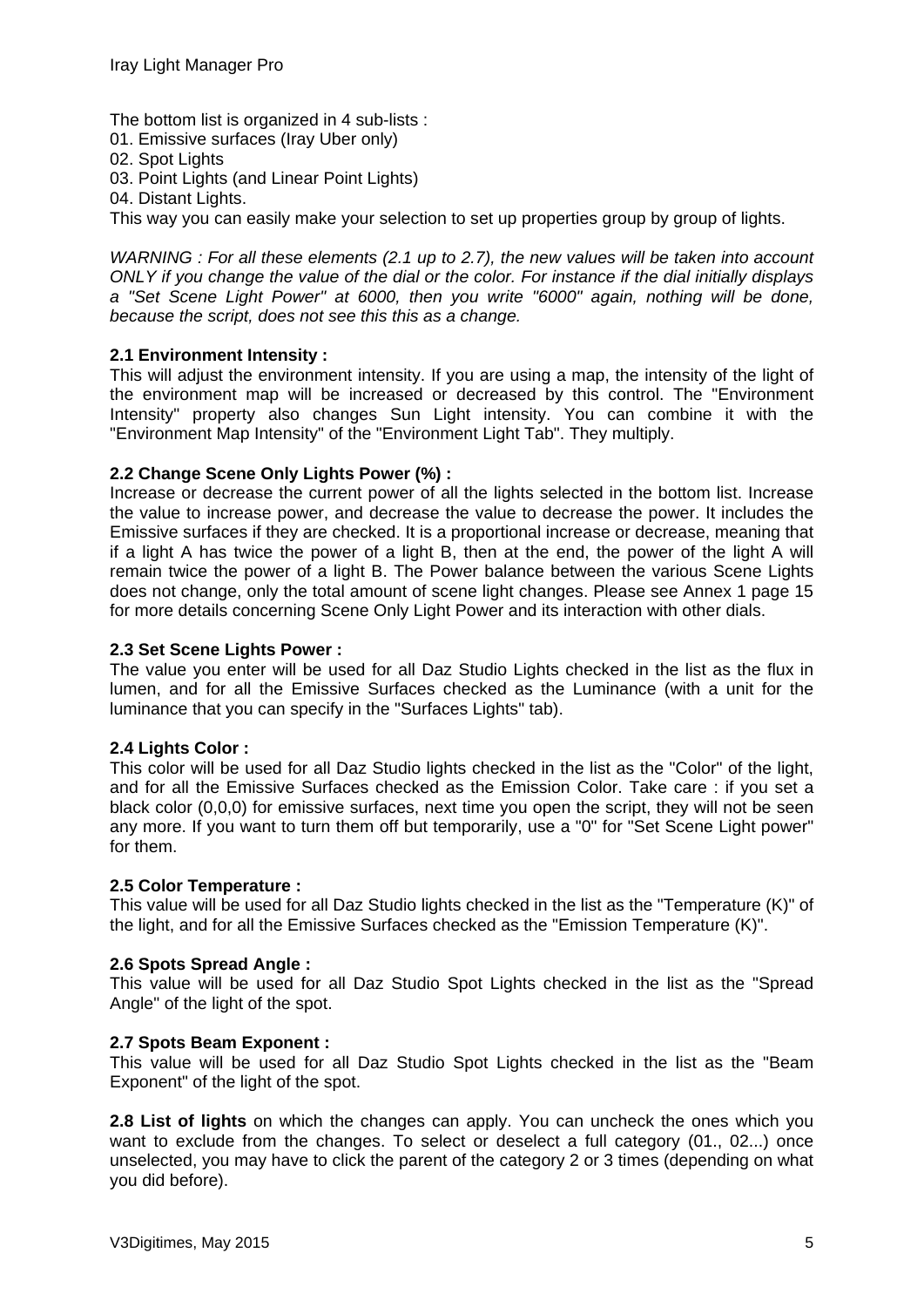The bottom list is organized in 4 sub-lists :
01. Emissive surfaces (Iray Uber only)
02. Spot Lights
03. Point Lights (and Linear Point Lights)
04. Distant Lights.
This way you can easily make your selection to set up properties group by group of lights.

*WARNING : For all these elements (2.1 up to 2.7), the new values will be taken into account ONLY if you change the value of the dial or the color. For instance if the dial initially displays a "Set Scene Light Power" at 6000, then you write "6000" again, nothing will be done, because the script, does not see this this as a change.*

**2.1 Environment Intensity :**
This will adjust the environment intensity. If you are using a map, the intensity of the light of the environment map will be increased or decreased by this control. The "Environment Intensity" property also changes Sun Light intensity. You can combine it with the "Environment Map Intensity" of the "Environment Light Tab". They multiply.

**2.2 Change Scene Only Lights Power (%) :**
Increase or decrease the current power of all the lights selected in the bottom list. Increase the value to increase power, and decrease the value to decrease the power. It includes the Emissive surfaces if they are checked. It is a proportional increase or decrease, meaning that if a light A has twice the power of a light B, then at the end, the power of the light A will remain twice the power of a light B. The Power balance between the various Scene Lights does not change, only the total amount of scene light changes. Please see Annex 1 page 15 for more details concerning Scene Only Light Power and its interaction with other dials.

**2.3 Set Scene Lights Power :**
The value you enter will be used for all Daz Studio Lights checked in the list as the flux in lumen, and for all the Emissive Surfaces checked as the Luminance (with a unit for the luminance that you can specify in the "Surfaces Lights" tab).

**2.4 Lights Color :**
This color will be used for all Daz Studio lights checked in the list as the "Color" of the light, and for all the Emissive Surfaces checked as the Emission Color. Take care : if you set a black color (0,0,0) for emissive surfaces, next time you open the script, they will not be seen any more. If you want to turn them off but temporarily, use a "0" for "Set Scene Light power" for them.

**2.5 Color Temperature :**
This value will be used for all Daz Studio lights checked in the list as the "Temperature (K)" of the light, and for all the Emissive Surfaces checked as the "Emission Temperature (K)".

**2.6 Spots Spread Angle :**
This value will be used for all Daz Studio Spot Lights checked in the list as the "Spread Angle" of the light of the spot.

**2.7 Spots Beam Exponent :**
This value will be used for all Daz Studio Spot Lights checked in the list as the "Beam Exponent" of the light of the spot.

**2.8 List of lights** on which the changes can apply. You can uncheck the ones which you want to exclude from the changes. To select or deselect a full category (01., 02...) once unselected, you may have to click the parent of the category 2 or 3 times (depending on what you did before).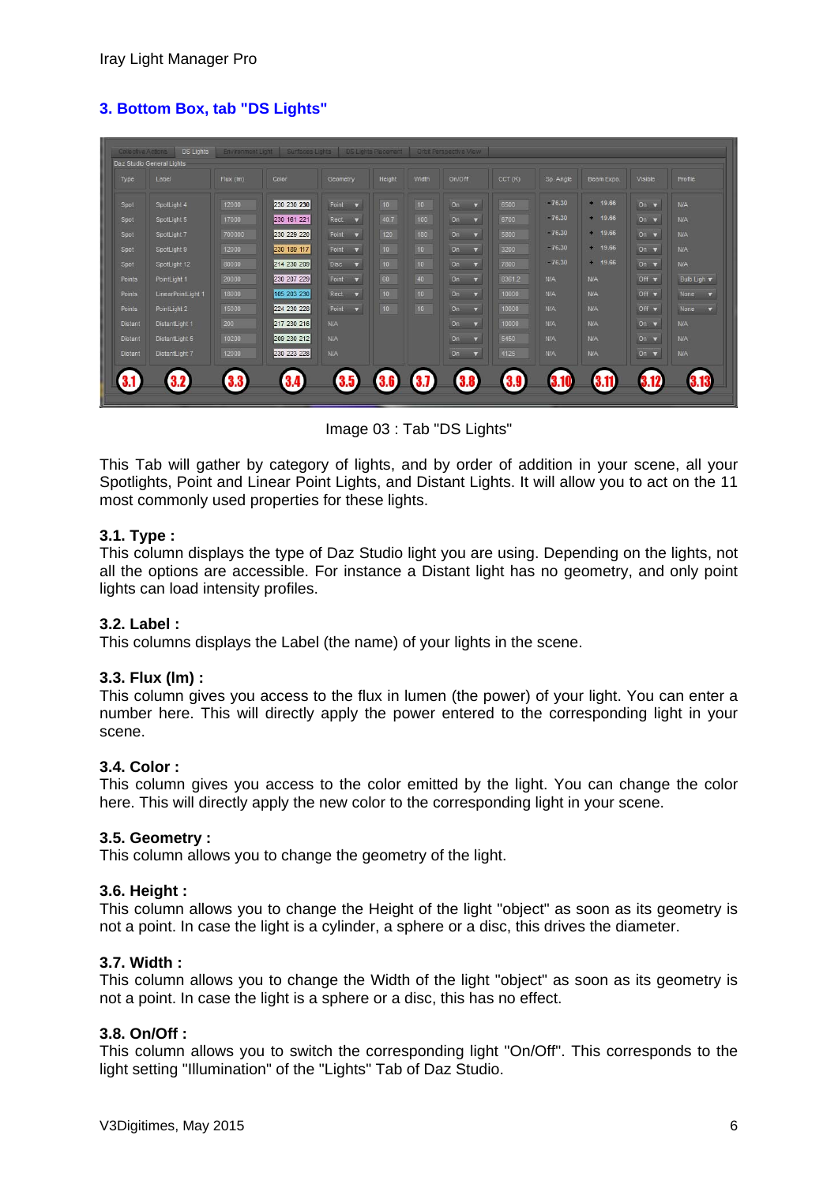## 3. Bottom Box, tab "DS Lights"

Image 03 : Tab "DS Lights"

This Tab will gather by category of lights, and by order of addition in your scene, all your Spotlights, Point and Linear Point Lights, and Distant Lights. It will allow you to act on the 11 most commonly used properties for these lights.

### 3.1. Type :

This column displays the type of Daz Studio light you are using. Depending on the lights, not all the options are accessible. For instance a Distant light has no geometry, and only point lights can load intensity profiles.

### 3.2. Label :

This columns displays the Label (the name) of your lights in the scene.

### 3.3. Flux (lm) :

This column gives you access to the flux in lumen (the power) of your light. You can enter a number here. This will directly apply the power entered to the corresponding light in your scene.

### 3.4. Color :

This column gives you access to the color emitted by the light. You can change the color here. This will directly apply the new color to the corresponding light in your scene.

### 3.5. Geometry :

This column allows you to change the geometry of the light.

### 3.6. Height :

This column allows you to change the Height of the light "object" as soon as its geometry is not a point. In case the light is a cylinder, a sphere or a disc, this drives the diameter.

### 3.7. Width :

This column allows you to change the Width of the light "object" as soon as its geometry is not a point. In case the light is a sphere or a disc, this has no effect.

### 3.8. On/Off :

This column allows you to switch the corresponding light "On/Off". This corresponds to the light setting "Illumination" of the "Lights" Tab of Daz Studio.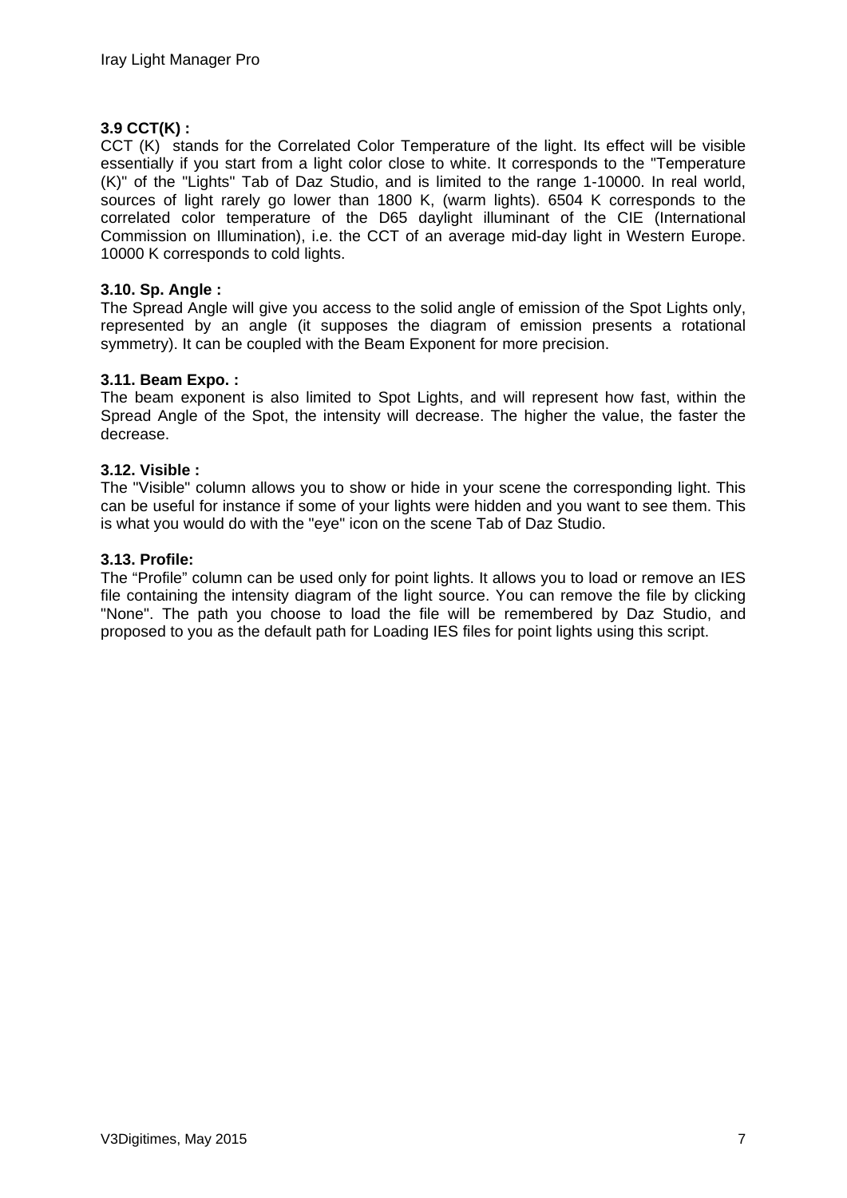### 3.9 CCT(K) :

CCT (K) stands for the Correlated Color Temperature of the light. Its effect will be visible essentially if you start from a light color close to white. It corresponds to the "Temperature (K)" of the "Lights" Tab of Daz Studio, and is limited to the range 1-10000. In real world, sources of light rarely go lower than 1800 K, (warm lights). 6504 K corresponds to the correlated color temperature of the D65 daylight illuminant of the CIE (International Commission on Illumination), i.e. the CCT of an average mid-day light in Western Europe. 10000 K corresponds to cold lights.

### 3.10. Sp. Angle :

The Spread Angle will give you access to the solid angle of emission of the Spot Lights only, represented by an angle (it supposes the diagram of emission presents a rotational symmetry). It can be coupled with the Beam Exponent for more precision.

### 3.11. Beam Expo. :

The beam exponent is also limited to Spot Lights, and will represent how fast, within the Spread Angle of the Spot, the intensity will decrease. The higher the value, the faster the decrease.

### 3.12. Visible :

The "Visible" column allows you to show or hide in your scene the corresponding light. This can be useful for instance if some of your lights were hidden and you want to see them. This is what you would do with the "eye" icon on the scene Tab of Daz Studio.

### 3.13. Profile:

The “Profile” column can be used only for point lights. It allows you to load or remove an IES file containing the intensity diagram of the light source. You can remove the file by clicking "None". The path you choose to load the file will be remembered by Daz Studio, and proposed to you as the default path for Loading IES files for point lights using this script.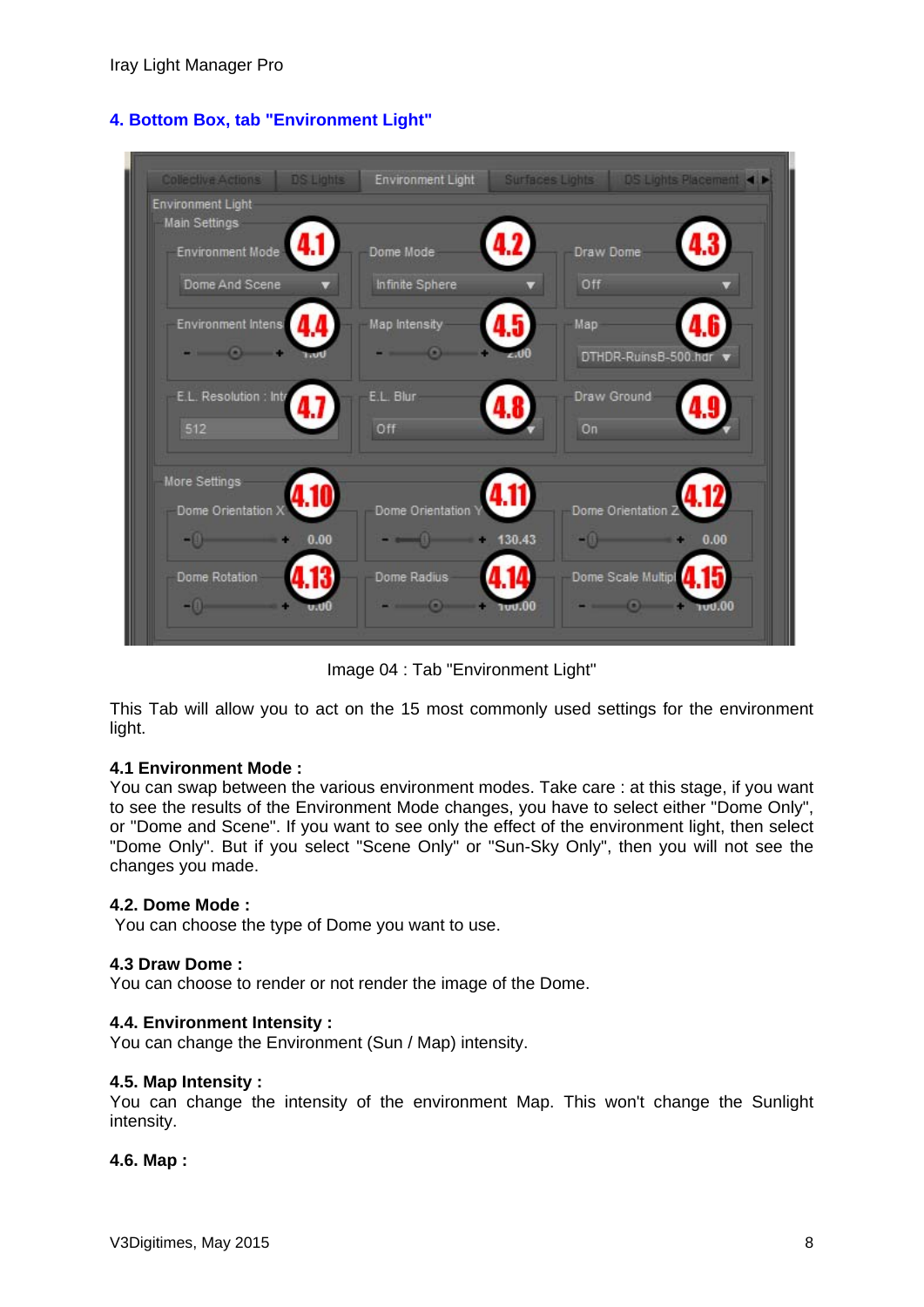## 4. Bottom Box, tab "Environment Light"

Image 04 : Tab "Environment Light"

This Tab will allow you to act on the 15 most commonly used settings for the environment light.

**4.1 Environment Mode :**
You can swap between the various environment modes. Take care : at this stage, if you want to see the results of the Environment Mode changes, you have to select either "Dome Only", or "Dome and Scene". If you want to see only the effect of the environment light, then select "Dome Only". But if you select "Scene Only" or "Sun-Sky Only", then you will not see the changes you made.

**4.2. Dome Mode :**
You can choose the type of Dome you want to use.

**4.3 Draw Dome :**
You can choose to render or not render the image of the Dome.

**4.4. Environment Intensity :**
You can change the Environment (Sun / Map) intensity.

**4.5. Map Intensity :**
You can change the intensity of the environment Map. This won't change the Sunlight intensity.

**4.6. Map :**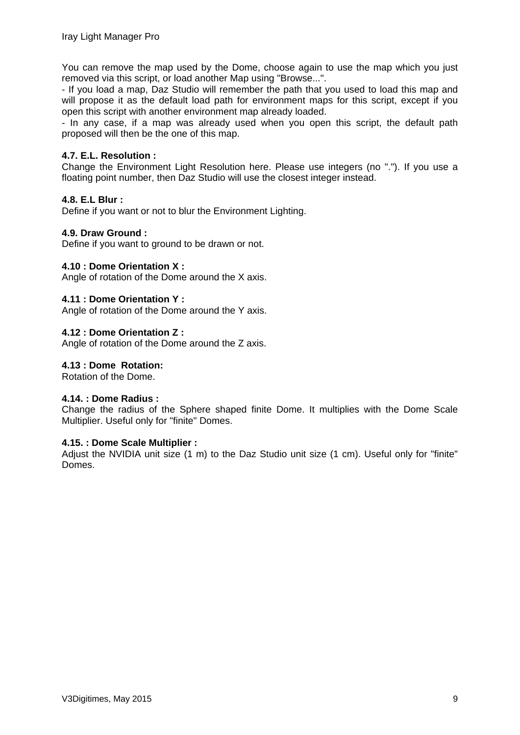You can remove the map used by the Dome, choose again to use the map which you just removed via this script, or load another Map using "Browse...".

- If you load a map, Daz Studio will remember the path that you used to load this map and will propose it as the default load path for environment maps for this script, except if you open this script with another environment map already loaded.
- In any case, if a map was already used when you open this script, the default path proposed will then be the one of this map.

#### 4.7. E.L. Resolution :

Change the Environment Light Resolution here. Please use integers (no "."). If you use a floating point number, then Daz Studio will use the closest integer instead.

#### 4.8. E.L Blur :

Define if you want or not to blur the Environment Lighting.

#### 4.9. Draw Ground :

Define if you want to ground to be drawn or not.

#### 4.10 : Dome Orientation X :

Angle of rotation of the Dome around the X axis.

#### 4.11 : Dome Orientation Y :

Angle of rotation of the Dome around the Y axis.

#### 4.12 : Dome Orientation Z :

Angle of rotation of the Dome around the Z axis.

#### 4.13 : Dome Rotation:

Rotation of the Dome.

#### 4.14. : Dome Radius :

Change the radius of the Sphere shaped finite Dome. It multiplies with the Dome Scale Multiplier. Useful only for "finite" Domes.

#### 4.15. : Dome Scale Multiplier :

Adjust the NVIDIA unit size (1 m) to the Daz Studio unit size (1 cm). Useful only for "finite" Domes.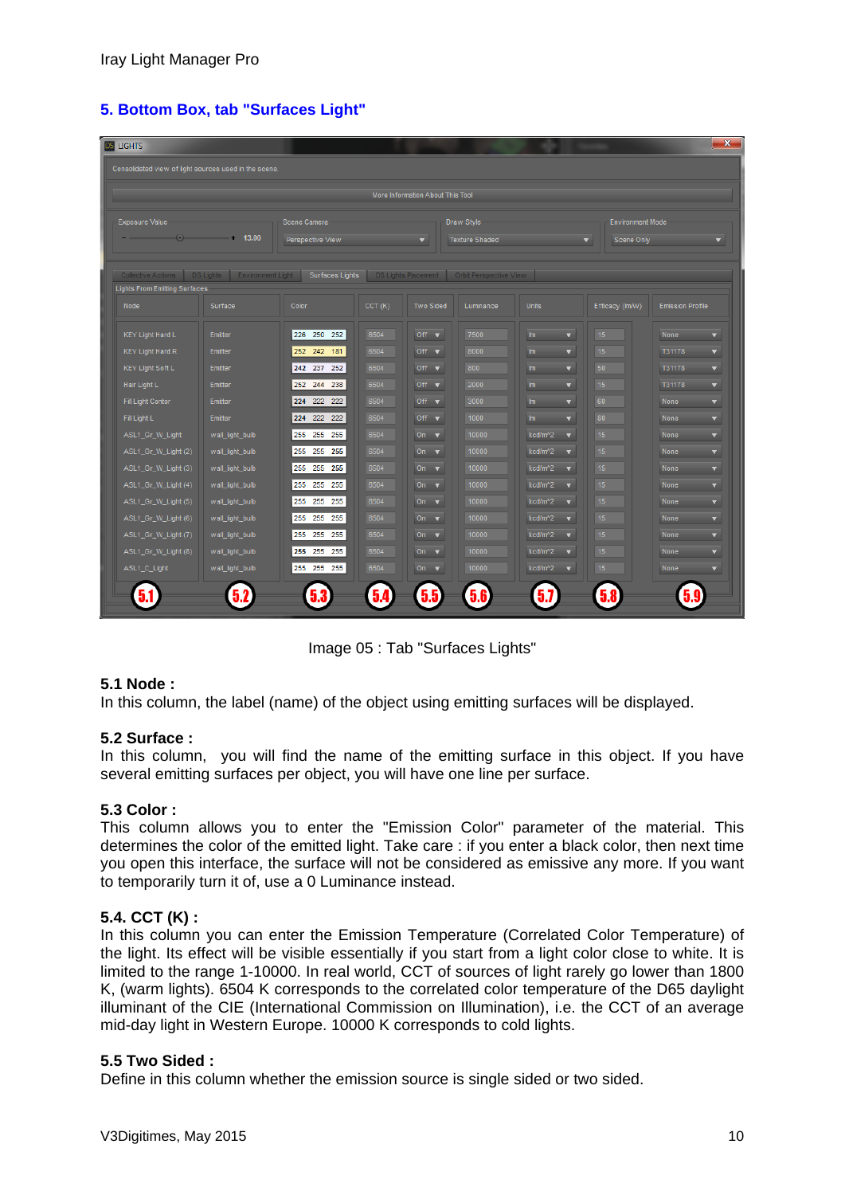## 5. Bottom Box, tab "Surfaces Light"

Image 05 : Tab "Surfaces Lights"

**5.1 Node :**
In this column, the label (name) of the object using emitting surfaces will be displayed.

**5.2 Surface :**
In this column, you will find the name of the emitting surface in this object. If you have several emitting surfaces per object, you will have one line per surface.

**5.3 Color :**
This column allows you to enter the "Emission Color" parameter of the material. This determines the color of the emitted light. Take care : if you enter a black color, then next time you open this interface, the surface will not be considered as emissive any more. If you want to temporarily turn it of, use a 0 Luminance instead.

**5.4. CCT (K) :**
In this column you can enter the Emission Temperature (Correlated Color Temperature) of the light. Its effect will be visible essentially if you start from a light color close to white. It is limited to the range 1-10000. In real world, CCT of sources of light rarely go lower than 1800 K, (warm lights). 6504 K corresponds to the correlated color temperature of the D65 daylight illuminant of the CIE (International Commission on Illumination), i.e. the CCT of an average mid-day light in Western Europe. 10000 K corresponds to cold lights.

**5.5 Two Sided :**
Define in this column whether the emission source is single sided or two sided.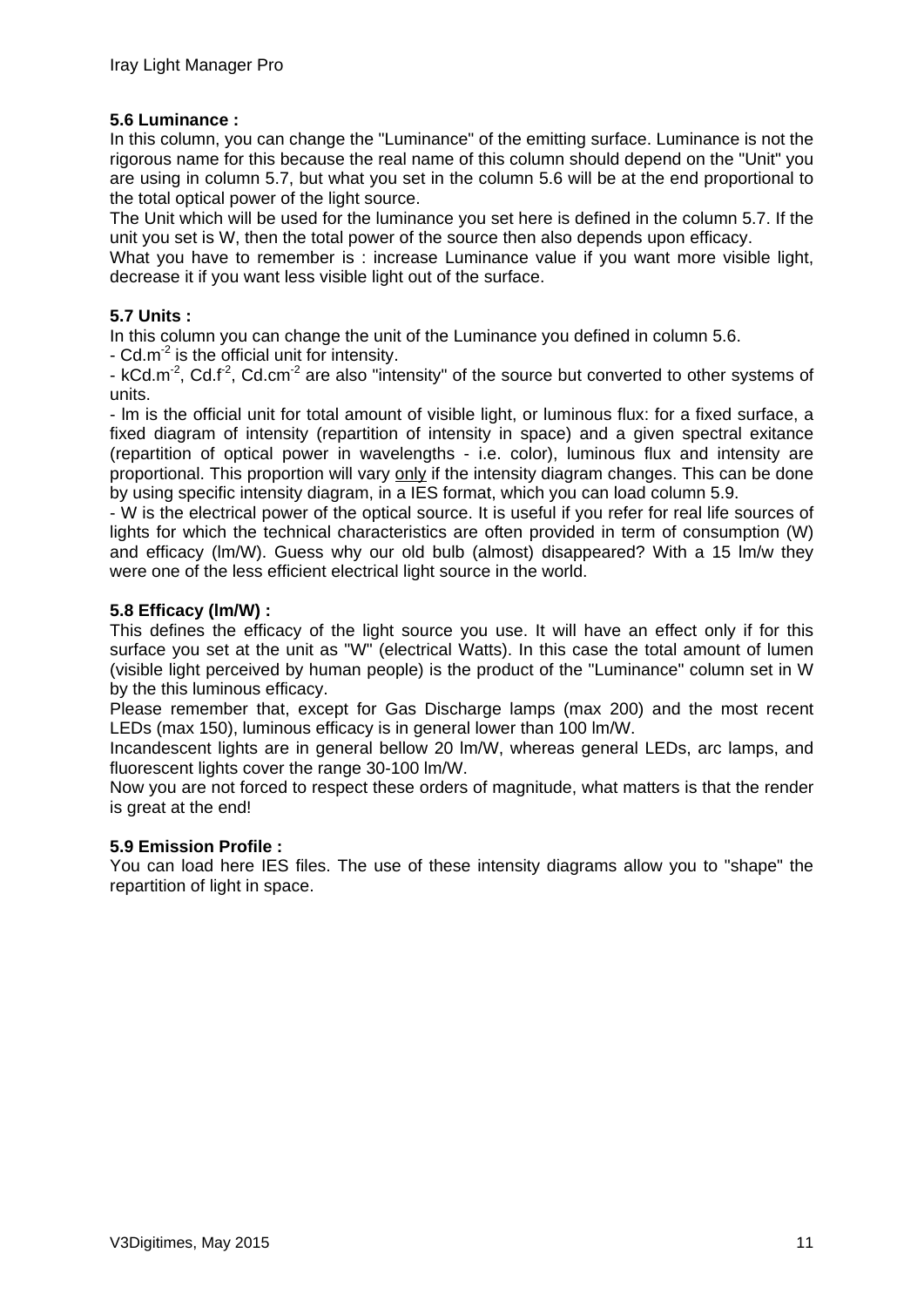### 5.6 Luminance :

In this column, you can change the "Luminance" of the emitting surface. Luminance is not the rigorous name for this because the real name of this column should depend on the "Unit" you are using in column 5.7, but what you set in the column 5.6 will be at the end proportional to the total optical power of the light source.

The Unit which will be used for the luminance you set here is defined in the column 5.7. If the unit you set is W, then the total power of the source then also depends upon efficacy.

What you have to remember is : increase Luminance value if you want more visible light, decrease it if you want less visible light out of the surface.

### 5.7 Units :

In this column you can change the unit of the Luminance you defined in column 5.6.

- $Cd.m^{-2}$ is the official unit for intensity.
- $kCd.m^{-2}$, $Cd.f^{-2}$, $Cd.cm^{-2}$ are also "intensity" of the source but converted to other systems of units.
- lm is the official unit for total amount of visible light, or luminous flux: for a fixed surface, a fixed diagram of intensity (repartition of intensity in space) and a given spectral exitance (repartition of optical power in wavelengths - i.e. color), luminous flux and intensity are proportional. This proportion will vary only if the intensity diagram changes. This can be done by using specific intensity diagram, in a IES format, which you can load column 5.9.
- W is the electrical power of the optical source. It is useful if you refer for real life sources of lights for which the technical characteristics are often provided in term of consumption (W) and efficacy (lm/W). Guess why our old bulb (almost) disappeared? With a 15 lm/w they were one of the less efficient electrical light source in the world.

### 5.8 Efficacy (lm/W) :

This defines the efficacy of the light source you use. It will have an effect only if for this surface you set at the unit as "W" (electrical Watts). In this case the total amount of lumen (visible light perceived by human people) is the product of the "Luminance" column set in W by the this luminous efficacy.

Please remember that, except for Gas Discharge lamps (max 200) and the most recent LEDs (max 150), luminous efficacy is in general lower than 100 lm/W.

Incandescent lights are in general bellow 20 lm/W, whereas general LEDs, arc lamps, and fluorescent lights cover the range 30-100 lm/W.

Now you are not forced to respect these orders of magnitude, what matters is that the render is great at the end!

### 5.9 Emission Profile :

You can load here IES files. The use of these intensity diagrams allow you to "shape" the repartition of light in space.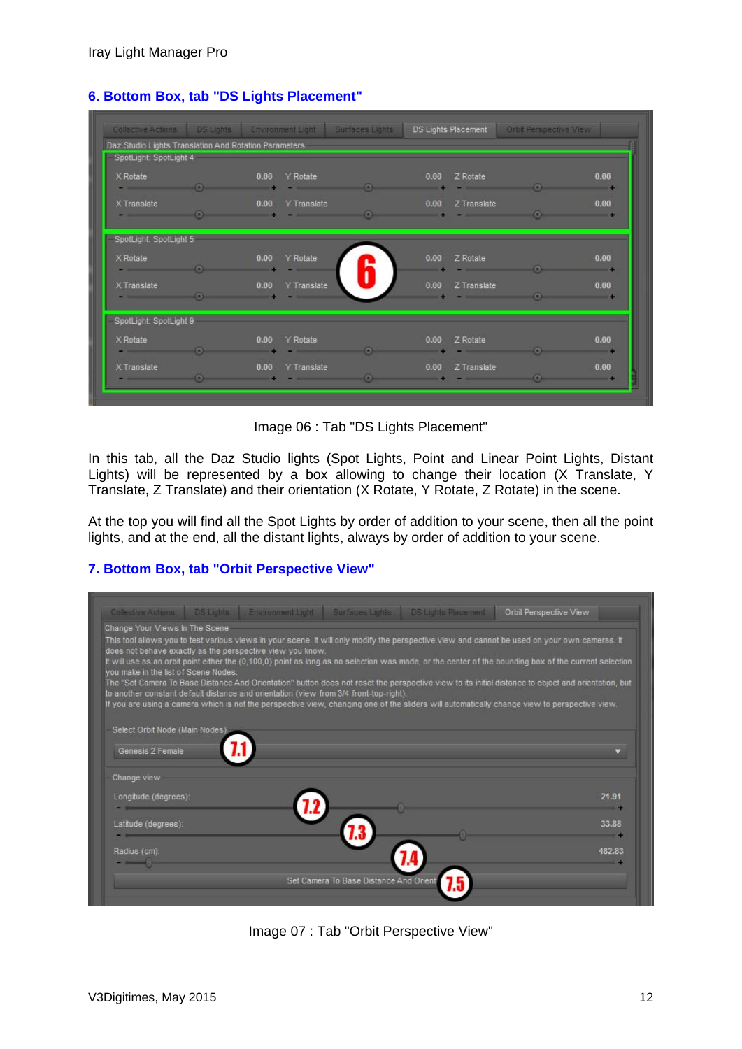## 6. Bottom Box, tab "DS Lights Placement"

Image 06 : Tab "DS Lights Placement"

In this tab, all the Daz Studio lights (Spot Lights, Point and Linear Point Lights, Distant Lights) will be represented by a box allowing to change their location (X Translate, Y Translate, Z Translate) and their orientation (X Rotate, Y Rotate, Z Rotate) in the scene.

At the top you will find all the Spot Lights by order of addition to your scene, then all the point lights, and at the end, all the distant lights, always by order of addition to your scene.

## 7. Bottom Box, tab "Orbit Perspective View"

Image 07 : Tab "Orbit Perspective View"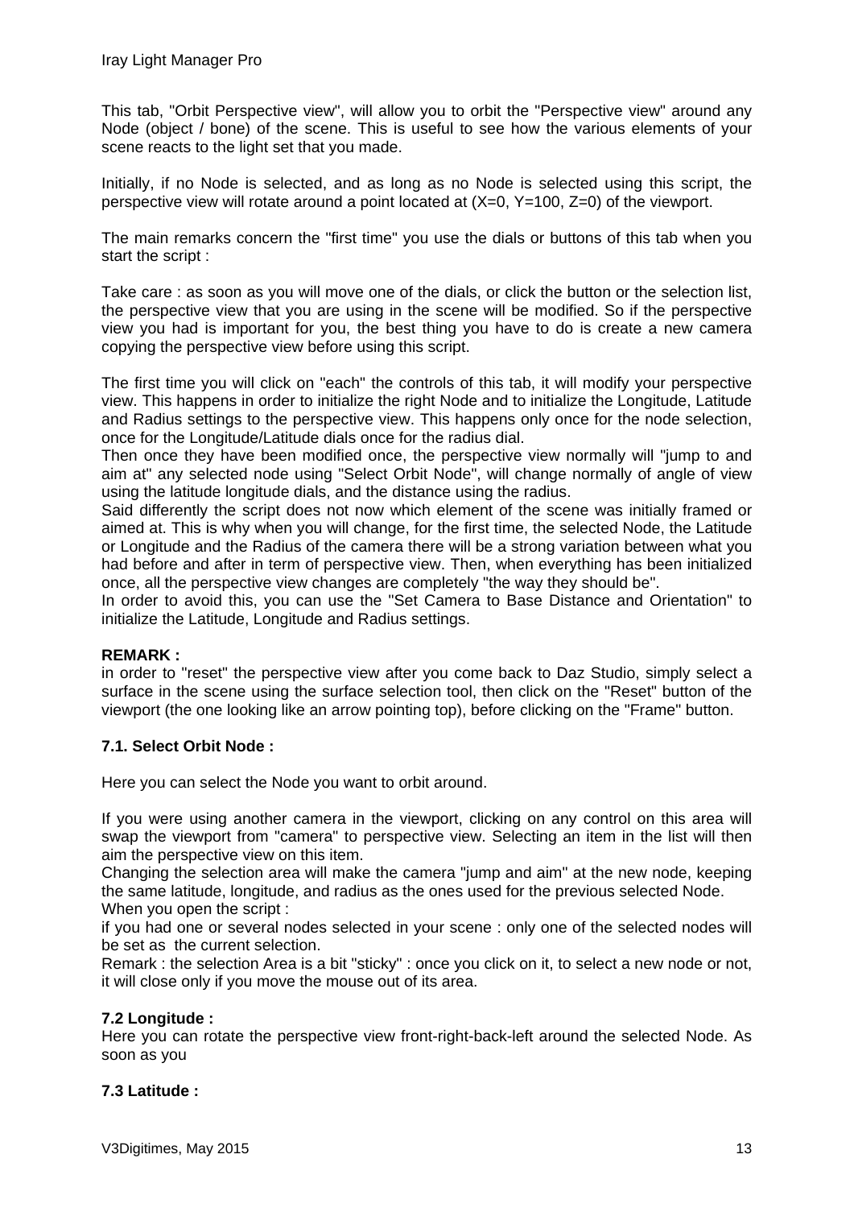This tab, "Orbit Perspective view", will allow you to orbit the "Perspective view" around any Node (object / bone) of the scene. This is useful to see how the various elements of your scene reacts to the light set that you made.

Initially, if no Node is selected, and as long as no Node is selected using this script, the perspective view will rotate around a point located at (X=0, Y=100, Z=0) of the viewport.

The main remarks concern the "first time" you use the dials or buttons of this tab when you start the script :

Take care : as soon as you will move one of the dials, or click the button or the selection list, the perspective view that you are using in the scene will be modified. So if the perspective view you had is important for you, the best thing you have to do is create a new camera copying the perspective view before using this script.

The first time you will click on "each" the controls of this tab, it will modify your perspective view. This happens in order to initialize the right Node and to initialize the Longitude, Latitude and Radius settings to the perspective view. This happens only once for the node selection, once for the Longitude/Latitude dials once for the radius dial.
Then once they have been modified once, the perspective view normally will "jump to and aim at" any selected node using "Select Orbit Node", will change normally of angle of view using the latitude longitude dials, and the distance using the radius.
Said differently the script does not now which element of the scene was initially framed or aimed at. This is why when you will change, for the first time, the selected Node, the Latitude or Longitude and the Radius of the camera there will be a strong variation between what you had before and after in term of perspective view. Then, when everything has been initialized once, all the perspective view changes are completely "the way they should be".
In order to avoid this, you can use the "Set Camera to Base Distance and Orientation" to initialize the Latitude, Longitude and Radius settings.

**REMARK :**
in order to "reset" the perspective view after you come back to Daz Studio, simply select a surface in the scene using the surface selection tool, then click on the "Reset" button of the viewport (the one looking like an arrow pointing top), before clicking on the "Frame" button.

### 7.1. Select Orbit Node :

Here you can select the Node you want to orbit around.

If you were using another camera in the viewport, clicking on any control on this area will swap the viewport from "camera" to perspective view. Selecting an item in the list will then aim the perspective view on this item.
Changing the selection area will make the camera "jump and aim" at the new node, keeping the same latitude, longitude, and radius as the ones used for the previous selected Node.
When you open the script :
if you had one or several nodes selected in your scene : only one of the selected nodes will be set as the current selection.
Remark : the selection Area is a bit "sticky" : once you click on it, to select a new node or not, it will close only if you move the mouse out of its area.

### 7.2 Longitude :

Here you can rotate the perspective view front-right-back-left around the selected Node. As soon as you

### 7.3 Latitude :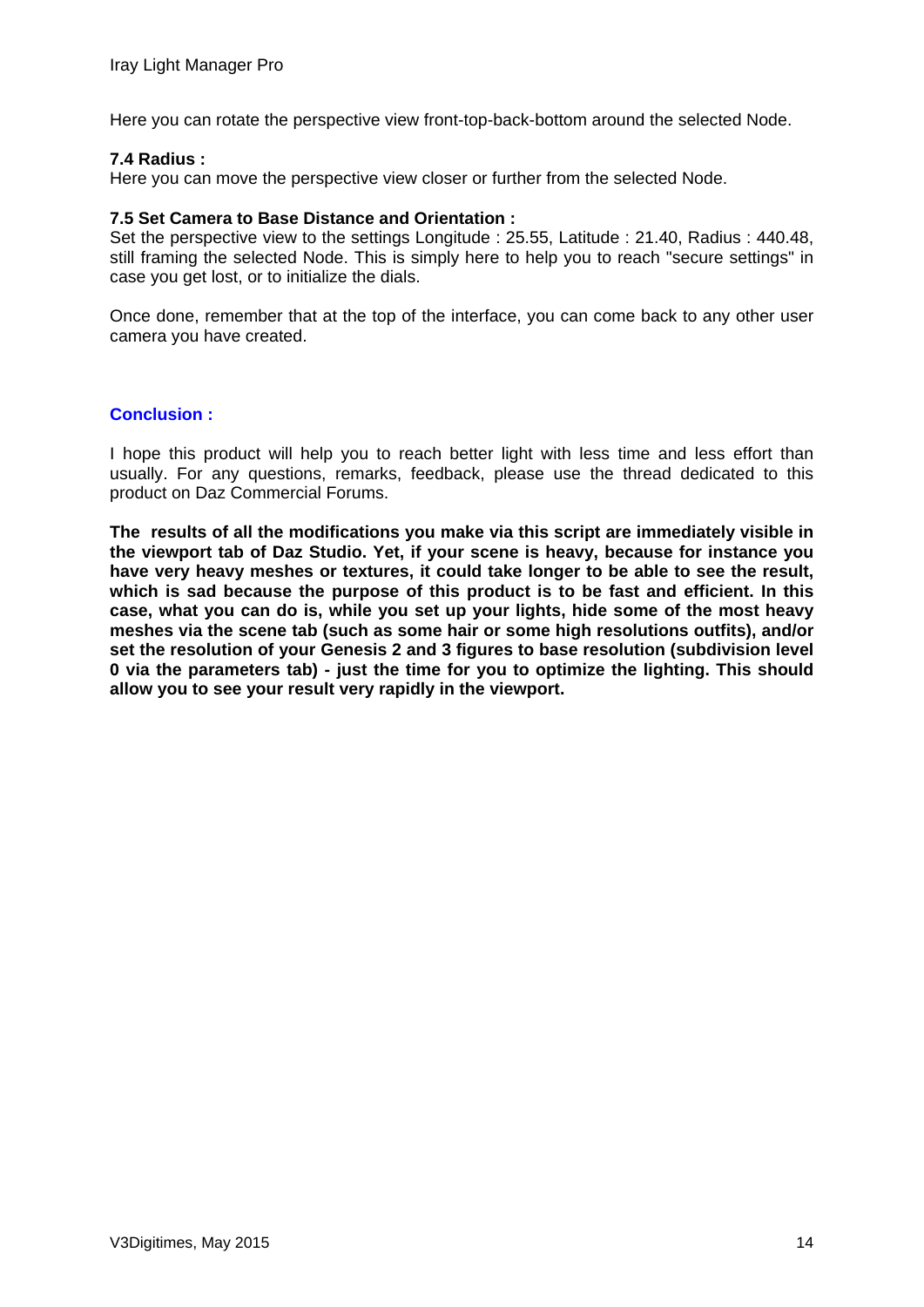Here you can rotate the perspective view front-top-back-bottom around the selected Node.

**7.4 Radius :**
Here you can move the perspective view closer or further from the selected Node.

**7.5 Set Camera to Base Distance and Orientation :**
Set the perspective view to the settings Longitude : 25.55, Latitude : 21.40, Radius : 440.48, still framing the selected Node. This is simply here to help you to reach "secure settings" in case you get lost, or to initialize the dials.

Once done, remember that at the top of the interface, you can come back to any other user camera you have created.

## Conclusion :

I hope this product will help you to reach better light with less time and less effort than usually. For any questions, remarks, feedback, please use the thread dedicated to this product on Daz Commercial Forums.

**The results of all the modifications you make via this script are immediately visible in the viewport tab of Daz Studio. Yet, if your scene is heavy, because for instance you have very heavy meshes or textures, it could take longer to be able to see the result, which is sad because the purpose of this product is to be fast and efficient. In this case, what you can do is, while you set up your lights, hide some of the most heavy meshes via the scene tab (such as some hair or some high resolutions outfits), and/or set the resolution of your Genesis 2 and 3 figures to base resolution (subdivision level 0 via the parameters tab) - just the time for you to optimize the lighting. This should allow you to see your result very rapidly in the viewport.**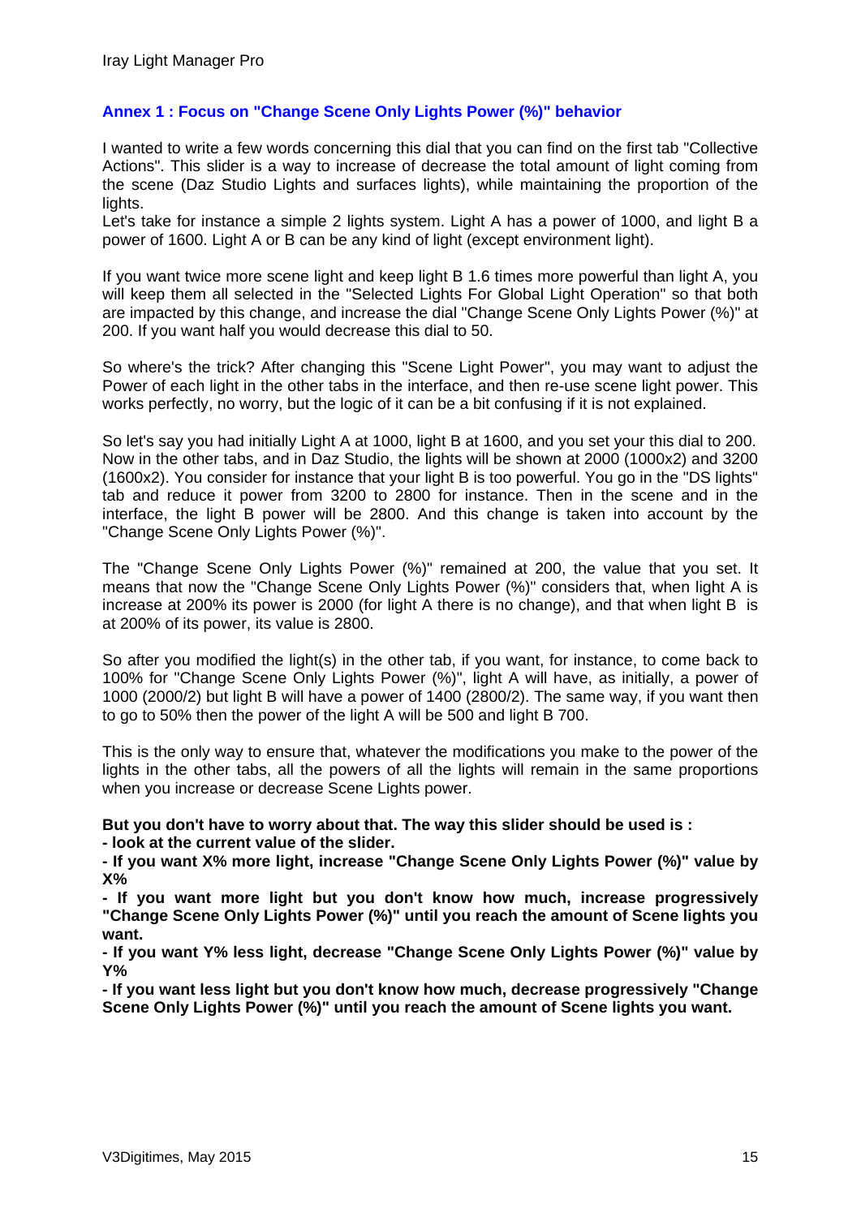## Annex 1 : Focus on "Change Scene Only Lights Power (%)" behavior

I wanted to write a few words concerning this dial that you can find on the first tab "Collective Actions". This slider is a way to increase of decrease the total amount of light coming from the scene (Daz Studio Lights and surfaces lights), while maintaining the proportion of the lights.
Let's take for instance a simple 2 lights system. Light A has a power of 1000, and light B a power of 1600. Light A or B can be any kind of light (except environment light).

If you want twice more scene light and keep light B 1.6 times more powerful than light A, you will keep them all selected in the "Selected Lights For Global Light Operation" so that both are impacted by this change, and increase the dial "Change Scene Only Lights Power (%)" at 200. If you want half you would decrease this dial to 50.

So where's the trick? After changing this "Scene Light Power", you may want to adjust the Power of each light in the other tabs in the interface, and then re-use scene light power. This works perfectly, no worry, but the logic of it can be a bit confusing if it is not explained.

So let's say you had initially Light A at 1000, light B at 1600, and you set your this dial to 200. Now in the other tabs, and in Daz Studio, the lights will be shown at 2000 (1000x2) and 3200 (1600x2). You consider for instance that your light B is too powerful. You go in the "DS lights" tab and reduce it power from 3200 to 2800 for instance. Then in the scene and in the interface, the light B power will be 2800. And this change is taken into account by the "Change Scene Only Lights Power (%)".

The "Change Scene Only Lights Power (%)" remained at 200, the value that you set. It means that now the "Change Scene Only Lights Power (%)" considers that, when light A is increase at 200% its power is 2000 (for light A there is no change), and that when light B is at 200% of its power, its value is 2800.

So after you modified the light(s) in the other tab, if you want, for instance, to come back to 100% for "Change Scene Only Lights Power (%)", light A will have, as initially, a power of 1000 (2000/2) but light B will have a power of 1400 (2800/2). The same way, if you want then to go to 50% then the power of the light A will be 500 and light B 700.

This is the only way to ensure that, whatever the modifications you make to the power of the lights in the other tabs, all the powers of all the lights will remain in the same proportions when you increase or decrease Scene Lights power.

**But you don't have to worry about that. The way this slider should be used is :**
**- look at the current value of the slider.**
**- If you want X% more light, increase "Change Scene Only Lights Power (%)" value by X%**
**- If you want more light but you don't know how much, increase progressively "Change Scene Only Lights Power (%)" until you reach the amount of Scene lights you want.**
**- If you want Y% less light, decrease "Change Scene Only Lights Power (%)" value by Y%**
**- If you want less light but you don't know how much, decrease progressively "Change Scene Only Lights Power (%)" until you reach the amount of Scene lights you want.**